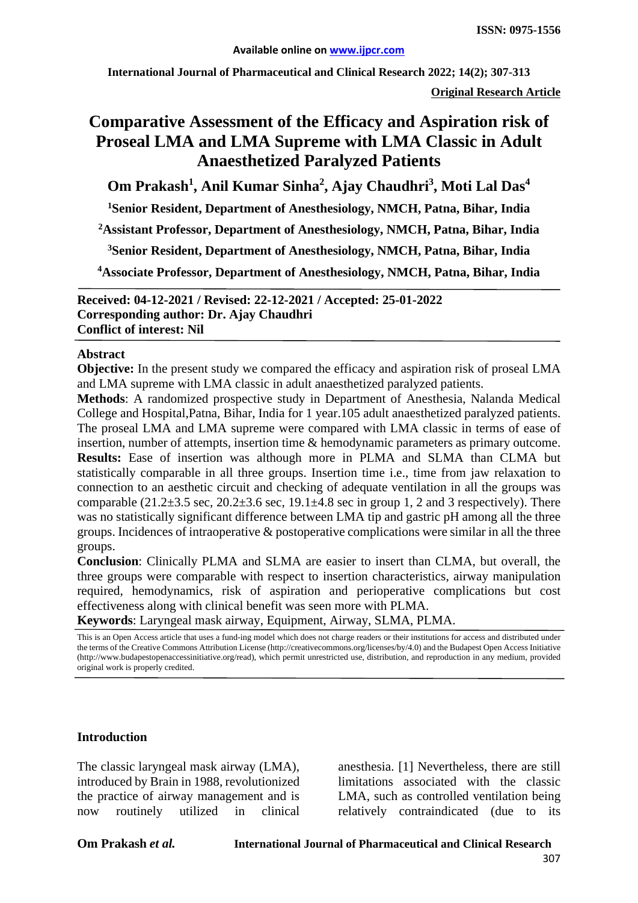Original Research Article

# Comparative Assessment of the Efficacy and Aspiration risk of Proseal LMA and LMA Supreme with LMA Classic in Adult Anaesthetized Paralyzed Patients

**Om Prakash[1], Anil Kumar Sinha[2], Ajay Chaudhri[3], Moti Lal Das[4]**

[1]Senior Resident, Department of Anesthesiology, NMCH, Patna, Bihar, India

[2]Assistant Professor, Department of Anesthesiology, NMCH, Patna, Bihar, India

[3]Senior Resident, Department of Anesthesiology, NMCH, Patna, Bihar, India

[4]Associate Professor, Department of Anesthesiology, NMCH, Patna, Bihar, India

**Received: 04-12-2021 / Revised: 22-12-2021 / Accepted: 25-01-2022**
**Corresponding author: Dr. Ajay Chaudhri**
**Conflict of interest: Nil**

## Abstract

**Objective:** In the present study we compared the efficacy and aspiration risk of proseal LMA and LMA supreme with LMA classic in adult anaesthetized paralyzed patients.

**Methods**: A randomized prospective study in Department of Anesthesia, Nalanda Medical College and Hospital,Patna, Bihar, India for 1 year.105 adult anaesthetized paralyzed patients. The proseal LMA and LMA supreme were compared with LMA classic in terms of ease of insertion, number of attempts, insertion time & hemodynamic parameters as primary outcome.

**Results:** Ease of insertion was although more in PLMA and SLMA than CLMA but statistically comparable in all three groups. Insertion time i.e., time from jaw relaxation to connection to an aesthetic circuit and checking of adequate ventilation in all the groups was comparable (21.2±3.5 sec, 20.2±3.6 sec, 19.1±4.8 sec in group 1, 2 and 3 respectively). There was no statistically significant difference between LMA tip and gastric pH among all the three groups. Incidences of intraoperative & postoperative complications were similar in all the three groups.

**Conclusion**: Clinically PLMA and SLMA are easier to insert than CLMA, but overall, the three groups were comparable with respect to insertion characteristics, airway manipulation required, hemodynamics, risk of aspiration and perioperative complications but cost effectiveness along with clinical benefit was seen more with PLMA.

**Keywords**: Laryngeal mask airway, Equipment, Airway, SLMA, PLMA.

This is an Open Access article that uses a fund-ing model which does not charge readers or their institutions for access and distributed under the terms of the Creative Commons Attribution License (http://creativecommons.org/licenses/by/4.0) and the Budapest Open Access Initiative (http://www.budapestopenaccessinitiative.org/read), which permit unrestricted use, distribution, and reproduction in any medium, provided original work is properly credited.

## Introduction

The classic laryngeal mask airway (LMA), introduced by Brain in 1988, revolutionized the practice of airway management and is now routinely utilized in clinical anesthesia. [1] Nevertheless, there are still limitations associated with the classic LMA, such as controlled ventilation being relatively contraindicated (due to its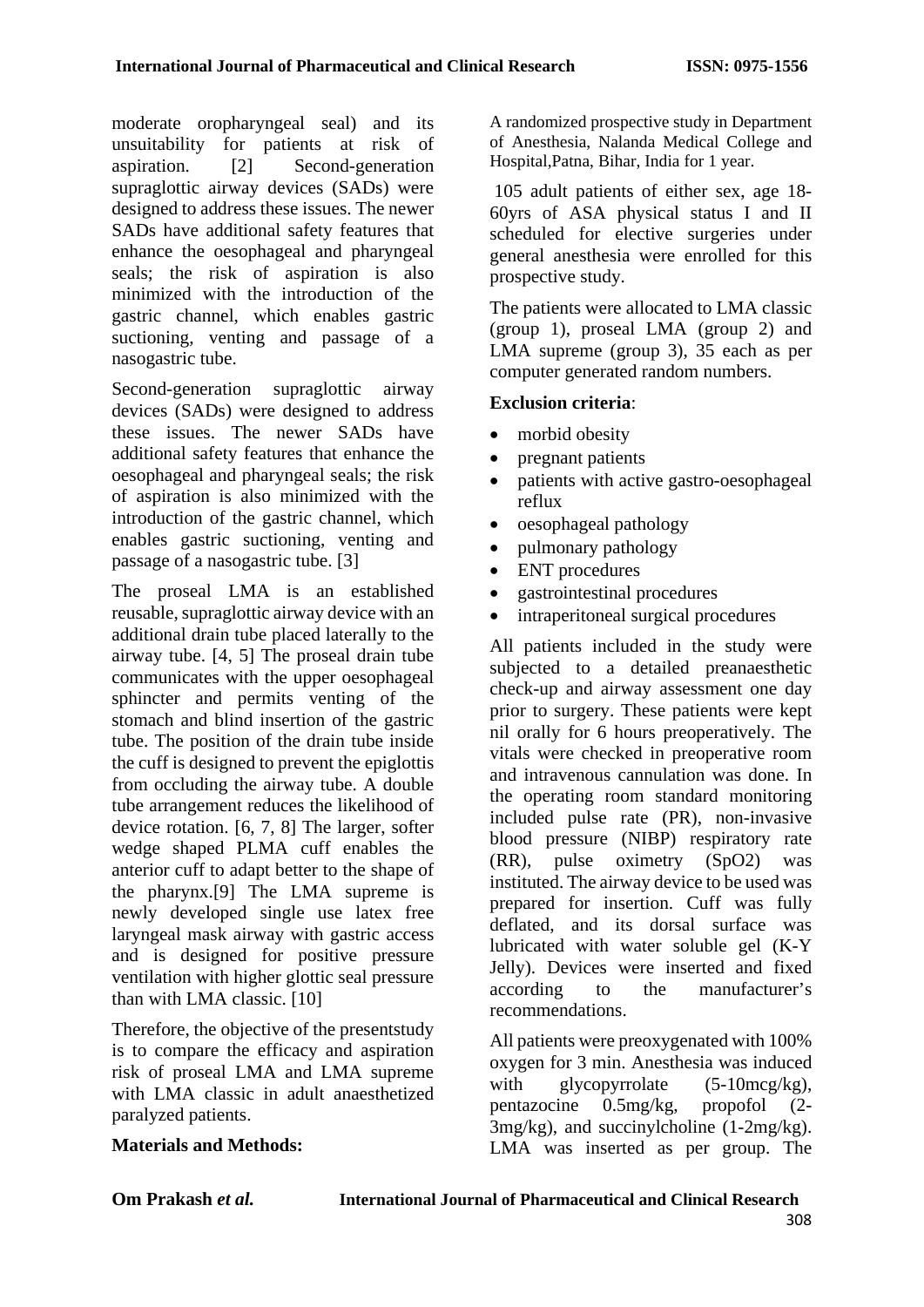moderate oropharyngeal seal) and its unsuitability for patients at risk of aspiration. [2] Second-generation supraglottic airway devices (SADs) were designed to address these issues. The newer SADs have additional safety features that enhance the oesophageal and pharyngeal seals; the risk of aspiration is also minimized with the introduction of the gastric channel, which enables gastric suctioning, venting and passage of a nasogastric tube.

Second-generation supraglottic airway devices (SADs) were designed to address these issues. The newer SADs have additional safety features that enhance the oesophageal and pharyngeal seals; the risk of aspiration is also minimized with the introduction of the gastric channel, which enables gastric suctioning, venting and passage of a nasogastric tube. [3]

The proseal LMA is an established reusable, supraglottic airway device with an additional drain tube placed laterally to the airway tube. [4, 5] The proseal drain tube communicates with the upper oesophageal sphincter and permits venting of the stomach and blind insertion of the gastric tube. The position of the drain tube inside the cuff is designed to prevent the epiglottis from occluding the airway tube. A double tube arrangement reduces the likelihood of device rotation. [6, 7, 8] The larger, softer wedge shaped PLMA cuff enables the anterior cuff to adapt better to the shape of the pharynx.[9] The LMA supreme is newly developed single use latex free laryngeal mask airway with gastric access and is designed for positive pressure ventilation with higher glottic seal pressure than with LMA classic. [10]

Therefore, the objective of the presentstudy is to compare the efficacy and aspiration risk of proseal LMA and LMA supreme with LMA classic in adult anaesthetized paralyzed patients.

## Materials and Methods:

A randomized prospective study in Department of Anesthesia, Nalanda Medical College and Hospital,Patna, Bihar, India for 1 year.

105 adult patients of either sex, age 18-60yrs of ASA physical status I and II scheduled for elective surgeries under general anesthesia were enrolled for this prospective study.

The patients were allocated to LMA classic (group 1), proseal LMA (group 2) and LMA supreme (group 3), 35 each as per computer generated random numbers.

**Exclusion criteria**:

- morbid obesity
- pregnant patients
- patients with active gastro-oesophageal reflux
- oesophageal pathology
- pulmonary pathology
- ENT procedures
- gastrointestinal procedures
- intraperitoneal surgical procedures

All patients included in the study were subjected to a detailed preanaesthetic check-up and airway assessment one day prior to surgery. These patients were kept nil orally for 6 hours preoperatively. The vitals were checked in preoperative room and intravenous cannulation was done. In the operating room standard monitoring included pulse rate (PR), non-invasive blood pressure (NIBP) respiratory rate (RR), pulse oximetry ($SpO_2$) was instituted. The airway device to be used was prepared for insertion. Cuff was fully deflated, and its dorsal surface was lubricated with water soluble gel (K-Y Jelly). Devices were inserted and fixed according to the manufacturer's recommendations.

All patients were preoxygenated with 100% oxygen for 3 min. Anesthesia was induced with glycopyrrolate (5-10mcg/kg), pentazocine 0.5mg/kg, propofol (2-3mg/kg), and succinylcholine (1-2mg/kg). LMA was inserted as per group. The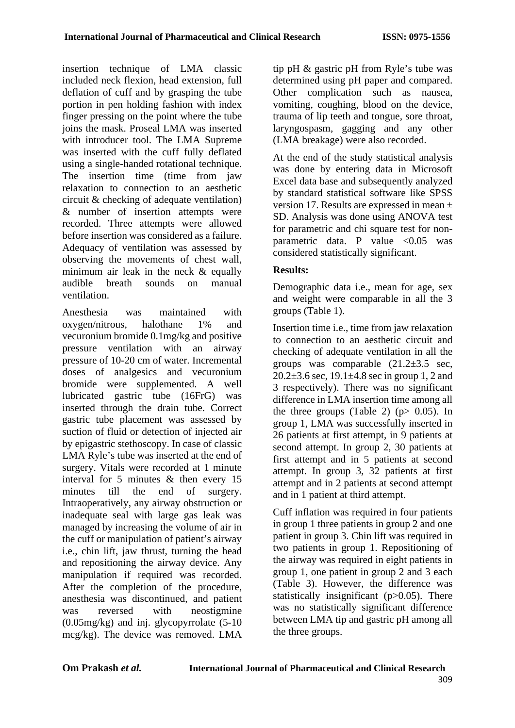insertion technique of LMA classic included neck flexion, head extension, full deflation of cuff and by grasping the tube portion in pen holding fashion with index finger pressing on the point where the tube joins the mask. Proseal LMA was inserted with introducer tool. The LMA Supreme was inserted with the cuff fully deflated using a single-handed rotational technique. The insertion time (time from jaw relaxation to connection to an aesthetic circuit & checking of adequate ventilation) & number of insertion attempts were recorded. Three attempts were allowed before insertion was considered as a failure. Adequacy of ventilation was assessed by observing the movements of chest wall, minimum air leak in the neck & equally audible breath sounds on manual ventilation.

Anesthesia was maintained with oxygen/nitrous, halothane 1% and vecuronium bromide 0.1mg/kg and positive pressure ventilation with an airway pressure of 10-20 cm of water. Incremental doses of analgesics and vecuronium bromide were supplemented. A well lubricated gastric tube (16FrG) was inserted through the drain tube. Correct gastric tube placement was assessed by suction of fluid or detection of injected air by epigastric stethoscopy. In case of classic LMA Ryle's tube was inserted at the end of surgery. Vitals were recorded at 1 minute interval for 5 minutes & then every 15 minutes till the end of surgery. Intraoperatively, any airway obstruction or inadequate seal with large gas leak was managed by increasing the volume of air in the cuff or manipulation of patient's airway i.e., chin lift, jaw thrust, turning the head and repositioning the airway device. Any manipulation if required was recorded. After the completion of the procedure, anesthesia was discontinued, and patient was reversed with neostigmine (0.05mg/kg) and inj. glycopyrrolate (5-10 mcg/kg). The device was removed. LMA tip pH & gastric pH from Ryle's tube was determined using pH paper and compared. Other complication such as nausea, vomiting, coughing, blood on the device, trauma of lip teeth and tongue, sore throat, laryngospasm, gagging and any other (LMA breakage) were also recorded.

At the end of the study statistical analysis was done by entering data in Microsoft Excel data base and subsequently analyzed by standard statistical software like SPSS version 17. Results are expressed in mean ± SD. Analysis was done using ANOVA test for parametric and chi square test for non-parametric data. P value <0.05 was considered statistically significant.

## Results:

Demographic data i.e., mean for age, sex and weight were comparable in all the 3 groups (Table 1).

Insertion time i.e., time from jaw relaxation to connection to an aesthetic circuit and checking of adequate ventilation in all the groups was comparable (21.2±3.5 sec, 20.2±3.6 sec, 19.1±4.8 sec in group 1, 2 and 3 respectively). There was no significant difference in LMA insertion time among all the three groups (Table 2) (p> 0.05). In group 1, LMA was successfully inserted in 26 patients at first attempt, in 9 patients at second attempt. In group 2, 30 patients at first attempt and in 5 patients at second attempt. In group 3, 32 patients at first attempt and in 2 patients at second attempt and in 1 patient at third attempt.

Cuff inflation was required in four patients in group 1 three patients in group 2 and one patient in group 3. Chin lift was required in two patients in group 1. Repositioning of the airway was required in eight patients in group 1, one patient in group 2 and 3 each (Table 3). However, the difference was statistically insignificant (p>0.05). There was no statistically significant difference between LMA tip and gastric pH among all the three groups.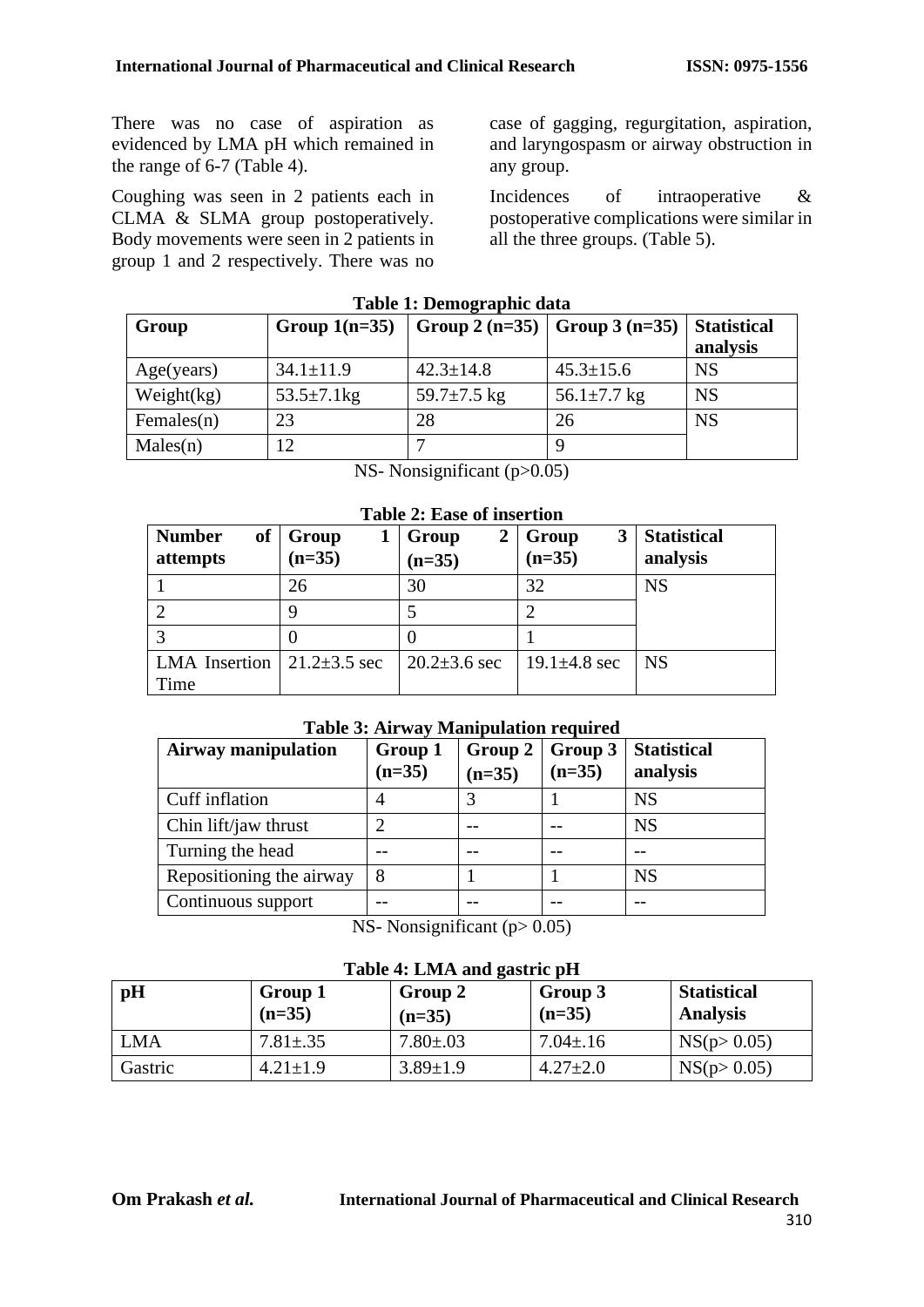There was no case of aspiration as evidenced by LMA pH which remained in the range of 6-7 (Table 4).

Coughing was seen in 2 patients each in CLMA & SLMA group postoperatively. Body movements were seen in 2 patients in group 1 and 2 respectively. There was no case of gagging, regurgitation, aspiration, and laryngospasm or airway obstruction in any group.

Incidences of intraoperative & postoperative complications were similar in all the three groups. (Table 5).

**Table 1: Demographic data**

| Group | Group 1(n=35) | Group 2 (n=35) | Group 3 (n=35) | Statistical analysis |
|---|---|---|---|---|
| Age(years) | 34.1±11.9 | 42.3±14.8 | 45.3±15.6 | NS |
| Weight(kg) | 53.5±7.1kg | 59.7±7.5 kg | 56.1±7.7 kg | NS |
| Females(n) | 23 | 28 | 26 | NS |
| Males(n) | 12 | 7 | 9 | |

NS- Nonsignificant (p>0.05)

**Table 2: Ease of insertion**

| Number of attempts | Group 1 (n=35) | Group 2 (n=35) | Group 3 (n=35) | Statistical analysis |
|---|---|---|---|---|
| 1 | 26 | 30 | 32 | NS |
| 2 | 9 | 5 | 2 | |
| 3 | 0 | 0 | 1 | |
| LMA Insertion Time | 21.2±3.5 sec | 20.2±3.6 sec | 19.1±4.8 sec | NS |

**Table 3: Airway Manipulation required**

| Airway manipulation | Group 1 (n=35) | Group 2 (n=35) | Group 3 (n=35) | Statistical analysis |
|---|---|---|---|---|
| Cuff inflation | 4 | 3 | 1 | NS |
| Chin lift/jaw thrust | 2 | -- | -- | NS |
| Turning the head | -- | -- | -- | -- |
| Repositioning the airway | 8 | 1 | 1 | NS |
| Continuous support | -- | -- | -- | -- |

NS- Nonsignificant (p> 0.05)

**Table 4: LMA and gastric pH**

| pH | Group 1 (n=35) | Group 2 (n=35) | Group 3 (n=35) | Statistical Analysis |
|---|---|---|---|---|
| LMA | 7.81±.35 | 7.80±.03 | 7.04±.16 | NS(p> 0.05) |
| Gastric | 4.21±1.9 | 3.89±1.9 | 4.27±2.0 | NS(p> 0.05) |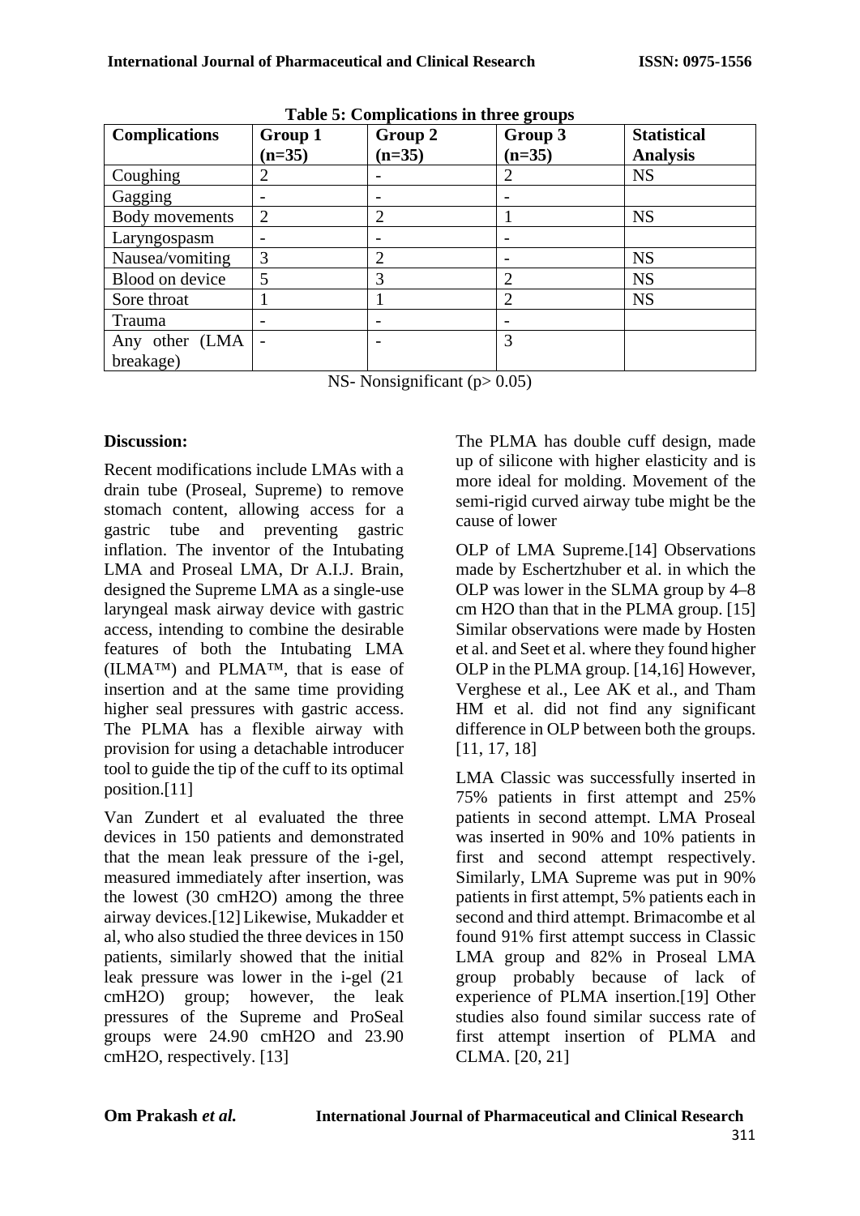**Table 5: Complications in three groups**

| Complications | Group 1 (n=35) | Group 2 (n=35) | Group 3 (n=35) | Statistical Analysis |
|---|---|---|---|---|
| Coughing | 2 | - | 2 | NS |
| Gagging | - | - | - | |
| Body movements | 2 | 2 | 1 | NS |
| Laryngospasm | - | - | - | |
| Nausea/vomiting | 3 | 2 | - | NS |
| Blood on device | 5 | 3 | 2 | NS |
| Sore throat | 1 | 1 | 2 | NS |
| Trauma | - | - | - | |
| Any other (LMA breakage) | - | - | 3 | |

NS- Nonsignificant ($p > 0.05$)

## Discussion:

Recent modifications include LMAs with a drain tube (Proseal, Supreme) to remove stomach content, allowing access for a gastric tube and preventing gastric inflation. The inventor of the Intubating LMA and Proseal LMA, Dr A.I.J. Brain, designed the Supreme LMA as a single-use laryngeal mask airway device with gastric access, intending to combine the desirable features of both the Intubating LMA (ILMA™) and PLMA™, that is ease of insertion and at the same time providing higher seal pressures with gastric access. The PLMA has a flexible airway with provision for using a detachable introducer tool to guide the tip of the cuff to its optimal position.[11]

Van Zundert et al evaluated the three devices in 150 patients and demonstrated that the mean leak pressure of the i-gel, measured immediately after insertion, was the lowest (30 cmH2O) among the three airway devices.[12] Likewise, Mukadder et al, who also studied the three devices in 150 patients, similarly showed that the initial leak pressure was lower in the i-gel (21 cmH2O) group; however, the leak pressures of the Supreme and ProSeal groups were 24.90 cmH2O and 23.90 cmH2O, respectively. [13]

The PLMA has double cuff design, made up of silicone with higher elasticity and is more ideal for molding. Movement of the semi-rigid curved airway tube might be the cause of lower

OLP of LMA Supreme.[14] Observations made by Eschertzhuber et al. in which the OLP was lower in the SLMA group by 4–8 cm H2O than that in the PLMA group. [15] Similar observations were made by Hosten et al. and Seet et al. where they found higher OLP in the PLMA group. [14,16] However, Verghese et al., Lee AK et al., and Tham HM et al. did not find any significant difference in OLP between both the groups. [11, 17, 18]

LMA Classic was successfully inserted in 75% patients in first attempt and 25% patients in second attempt. LMA Proseal was inserted in 90% and 10% patients in first and second attempt respectively. Similarly, LMA Supreme was put in 90% patients in first attempt, 5% patients each in second and third attempt. Brimacombe et al found 91% first attempt success in Classic LMA group and 82% in Proseal LMA group probably because of lack of experience of PLMA insertion.[19] Other studies also found similar success rate of first attempt insertion of PLMA and CLMA. [20, 21]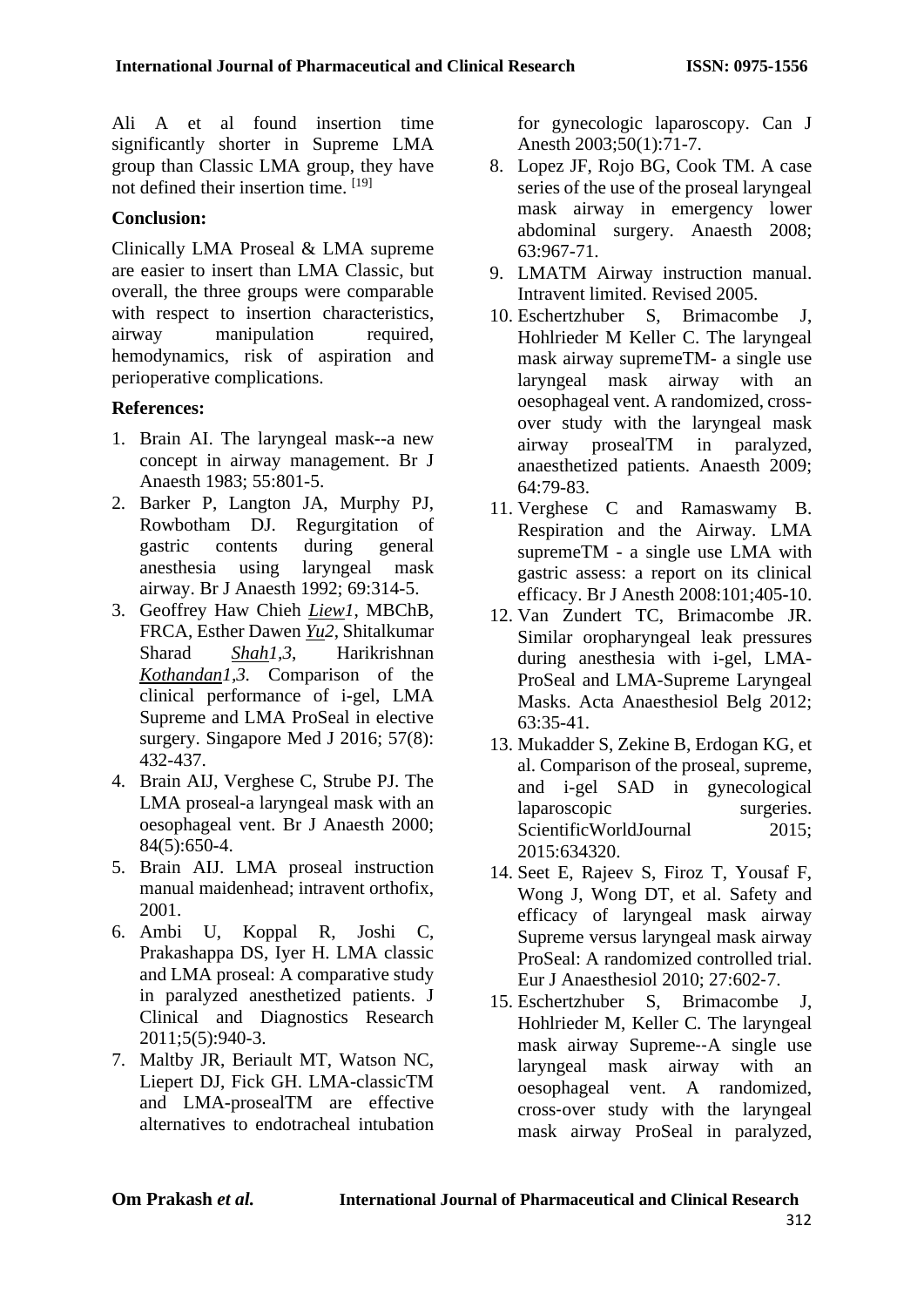Ali A et al found insertion time significantly shorter in Supreme LMA group than Classic LMA group, they have not defined their insertion time. [19]

**Conclusion:**

Clinically LMA Proseal & LMA supreme are easier to insert than LMA Classic, but overall, the three groups were comparable with respect to insertion characteristics, airway manipulation required, hemodynamics, risk of aspiration and perioperative complications.

**References:**

1. Brain AI. The laryngeal mask--a new concept in airway management. Br J Anaesth 1983; 55:801-5.
2. Barker P, Langton JA, Murphy PJ, Rowbotham DJ. Regurgitation of gastric contents during general anesthesia using laryngeal mask airway. Br J Anaesth 1992; 69:314-5.
3. Geoffrey Haw Chieh *Liew1*, MBChB, FRCA, Esther Dawen *Yu2*, Shitalkumar Sharad *Shah1,3*, Harikrishnan *Kothandan1,3*. Comparison of the clinical performance of i-gel, LMA Supreme and LMA ProSeal in elective surgery. Singapore Med J 2016; 57(8): 432-437.
4. Brain AIJ, Verghese C, Strube PJ. The LMA proseal-a laryngeal mask with an oesophageal vent. Br J Anaesth 2000; 84(5):650-4.
5. Brain AIJ. LMA proseal instruction manual maidenhead; intravent orthofix, 2001.
6. Ambi U, Koppal R, Joshi C, Prakashappa DS, Iyer H. LMA classic and LMA proseal: A comparative study in paralyzed anesthetized patients. J Clinical and Diagnostics Research 2011;5(5):940-3.
7. Maltby JR, Beriault MT, Watson NC, Liepert DJ, Fick GH. LMA-classicTM and LMA-prosealTM are effective alternatives to endotracheal intubation for gynecologic laparoscopy. Can J Anesth 2003;50(1):71-7.
8. Lopez JF, Rojo BG, Cook TM. A case series of the use of the proseal laryngeal mask airway in emergency lower abdominal surgery. Anaesth 2008; 63:967-71.
9. LMATM Airway instruction manual. Intravent limited. Revised 2005.
10. Eschertzhuber S, Brimacombe J, Hohlrieder M Keller C. The laryngeal mask airway supremeTM- a single use laryngeal mask airway with an oesophageal vent. A randomized, cross-over study with the laryngeal mask airway prosealTM in paralyzed, anaesthetized patients. Anaesth 2009; 64:79-83.
11. Verghese C and Ramaswamy B. Respiration and the Airway. LMA supremeTM - a single use LMA with gastric assess: a report on its clinical efficacy. Br J Anesth 2008:101;405-10.
12. Van Zundert TC, Brimacombe JR. Similar oropharyngeal leak pressures during anesthesia with i-gel, LMA-ProSeal and LMA-Supreme Laryngeal Masks. Acta Anaesthesiol Belg 2012; 63:35-41.
13. Mukadder S, Zekine B, Erdogan KG, et al. Comparison of the proseal, supreme, and i-gel SAD in gynecological laparoscopic surgeries. ScientificWorldJournal 2015; 2015:634320.
14. Seet E, Rajeev S, Firoz T, Yousaf F, Wong J, Wong DT, et al. Safety and efficacy of laryngeal mask airway Supreme versus laryngeal mask airway ProSeal: A randomized controlled trial. Eur J Anaesthesiol 2010; 27:602-7.
15. Eschertzhuber S, Brimacombe J, Hohlrieder M, Keller C. The laryngeal mask airway Supreme--A single use laryngeal mask airway with an oesophageal vent. A randomized, cross-over study with the laryngeal mask airway ProSeal in paralyzed,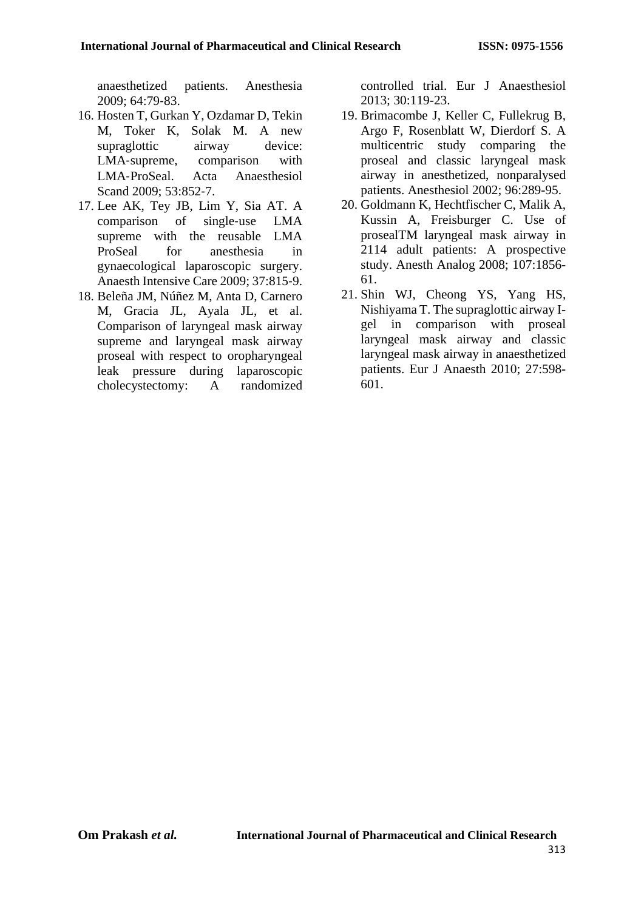anaesthetized patients. Anesthesia 2009; 64:79-83.

16. Hosten T, Gurkan Y, Ozdamar D, Tekin M, Toker K, Solak M. A new supraglottic airway device: LMA-supreme, comparison with LMA-ProSeal. Acta Anaesthesiol Scand 2009; 53:852-7.
17. Lee AK, Tey JB, Lim Y, Sia AT. A comparison of single-use LMA supreme with the reusable LMA ProSeal for anesthesia in gynaecological laparoscopic surgery. Anaesth Intensive Care 2009; 37:815-9.
18. Beleña JM, Núñez M, Anta D, Carnero M, Gracia JL, Ayala JL, et al. Comparison of laryngeal mask airway supreme and laryngeal mask airway proseal with respect to oropharyngeal leak pressure during laparoscopic cholecystectomy: A randomized controlled trial. Eur J Anaesthesiol 2013; 30:119-23.
19. Brimacombe J, Keller C, Fullekrug B, Argo F, Rosenblatt W, Dierdorf S. A multicentric study comparing the proseal and classic laryngeal mask airway in anesthetized, nonparalysed patients. Anesthesiol 2002; 96:289-95.
20. Goldmann K, Hechtfischer C, Malik A, Kussin A, Freisburger C. Use of prosealTM laryngeal mask airway in 2114 adult patients: A prospective study. Anesth Analog 2008; 107:1856-61.
21. Shin WJ, Cheong YS, Yang HS, Nishiyama T. The supraglottic airway I-gel in comparison with proseal laryngeal mask airway and classic laryngeal mask airway in anaesthetized patients. Eur J Anaesth 2010; 27:598-601.